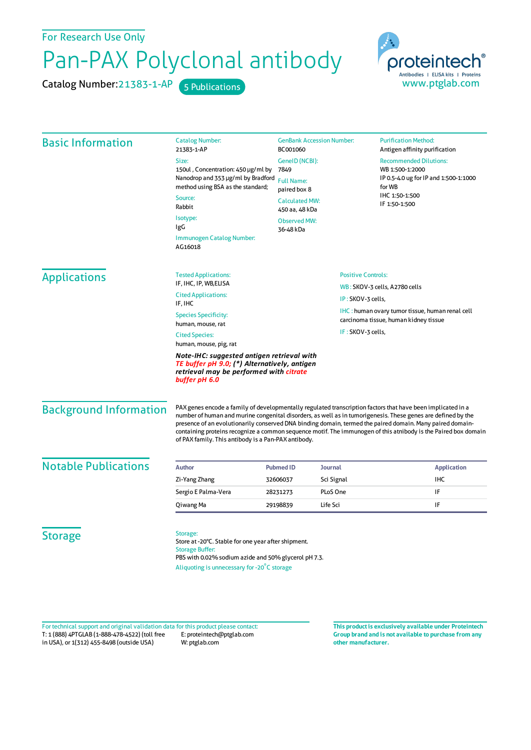For Research Use Only

# Pan-PAX Polyclonal antibody

Catalog Number: 21383-1-AP    5 Publications

proteintech® Antibodies | ELISA kits | Proteins
www.ptglab.com

## Basic Information

**Catalog Number:**
21383-1-AP

**Size:**
150ul , Concentration: 450 μg/ml by Nanodrop and 353 μg/ml by Bradford method using BSA as the standard;

**Source:**
Rabbit

**Isotype:**
IgG

**Immunogen Catalog Number:**
AG16018

**GenBank Accession Number:**
BC001060

**GeneID (NCBI):**
7849

**Full Name:**
paired box 8

**Calculated MW:**
450 aa, 48 kDa

**Observed MW:**
36-48 kDa

**Purification Method:**
Antigen affinity purification

**Recommended Dilutions:**
WB 1:500-1:2000
IP 0.5-4.0 ug for IP and 1:500-1:1000 for WB
IHC 1:50-1:500
IF 1:50-1:500

## Applications

**Tested Applications:**
IF, IHC, IP, WB,ELISA

**Cited Applications:**
IF, IHC

**Species Specificity:**
human, mouse, rat

**Cited Species:**
human, mouse, pig, rat

***Note-IHC: suggested antigen retrieval with TE buffer pH 9.0; (\*) Alternatively, antigen retrieval may be performed with citrate buffer pH 6.0***

**Positive Controls:**

WB : SKOV-3 cells, A2780 cells

IP : SKOV-3 cells,

IHC : human ovary tumor tissue, human renal cell carcinoma tissue, human kidney tissue

IF : SKOV-3 cells,

## Background Information

PAX genes encode a family of developmentally regulated transcription factors that have been implicated in a number of human and murine congenital disorders, as well as in tumorigenesis. These genes are defined by the presence of an evolutionarily conserved DNA binding domain, termed the paired domain. Many paired domain-containing proteins recognize a common sequence motif. The immunogen of this atnibody is the Paired box domain of PAX family. This antibody is a Pan-PAX antibody.

## Notable Publications

| Author | Pubmed ID | Journal | Application |
|---|---|---|---|
| Zi-Yang Zhang | 32606037 | Sci Signal | IHC |
| Sergio E Palma-Vera | 28231273 | PLoS One | IF |
| Qiwang Ma | 29198839 | Life Sci | IF |

## Storage

**Storage:**
Store at -20°C. Stable for one year after shipment.

**Storage Buffer:**
PBS with 0.02% sodium azide and 50% glycerol pH 7.3.

Aliquoting is unnecessary for -20°C storage

For technical support and original validation data for this product please contact:
T: 1 (888) 4PTGLAB (1-888-478-4522) (toll free in USA), or 1(312) 455-8498 (outside USA)
E: proteintech@ptglab.com
W: ptglab.com

**This product is exclusively available under Proteintech Group brand and is not available to purchase from any other manufacturer.**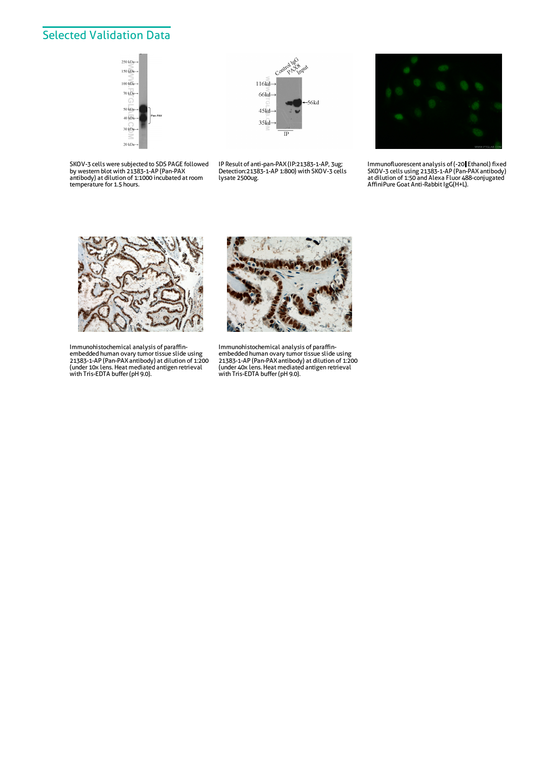## Selected Validation Data

250 kDa→
150 kDa→
100 kDa→
70 kDa→
50 kDa→
40 kDa→
30 kDa→
20 kDa→
Pan-PAX

SKOV-3 cells were subjected to SDS PAGE followed by western blot with 21383-1-AP (Pan-PAX antibody) at dilution of 1:1000 incubated at room temperature for 1.5 hours.

Control IgG
PAX8
Input
116kd→
66kd→
45kd→
35kd→
←56kd
IP

IP Result of anti-pan-PAX (IP:21383-1-AP, 3ug; Detection:21383-1-AP 1:800) with SKOV-3 cells lysate 2500ug.

Immunofluorescent analysis of (-20 Ethanol) fixed SKOV-3 cells using 21383-1-AP (Pan-PAX antibody) at dilution of 1:50 and Alexa Fluor 488-conjugated AffiniPure Goat Anti-Rabbit IgG(H+L).

Immunohistochemical analysis of paraffin-embedded human ovary tumor tissue slide using 21383-1-AP (Pan-PAX antibody) at dilution of 1:200 (under 10x lens. Heat mediated antigen retrieval with Tris-EDTA buffer (pH 9.0).

Immunohistochemical analysis of paraffin-embedded human ovary tumor tissue slide using 21383-1-AP (Pan-PAX antibody) at dilution of 1:200 (under 40x lens. Heat mediated antigen retrieval with Tris-EDTA buffer (pH 9.0).